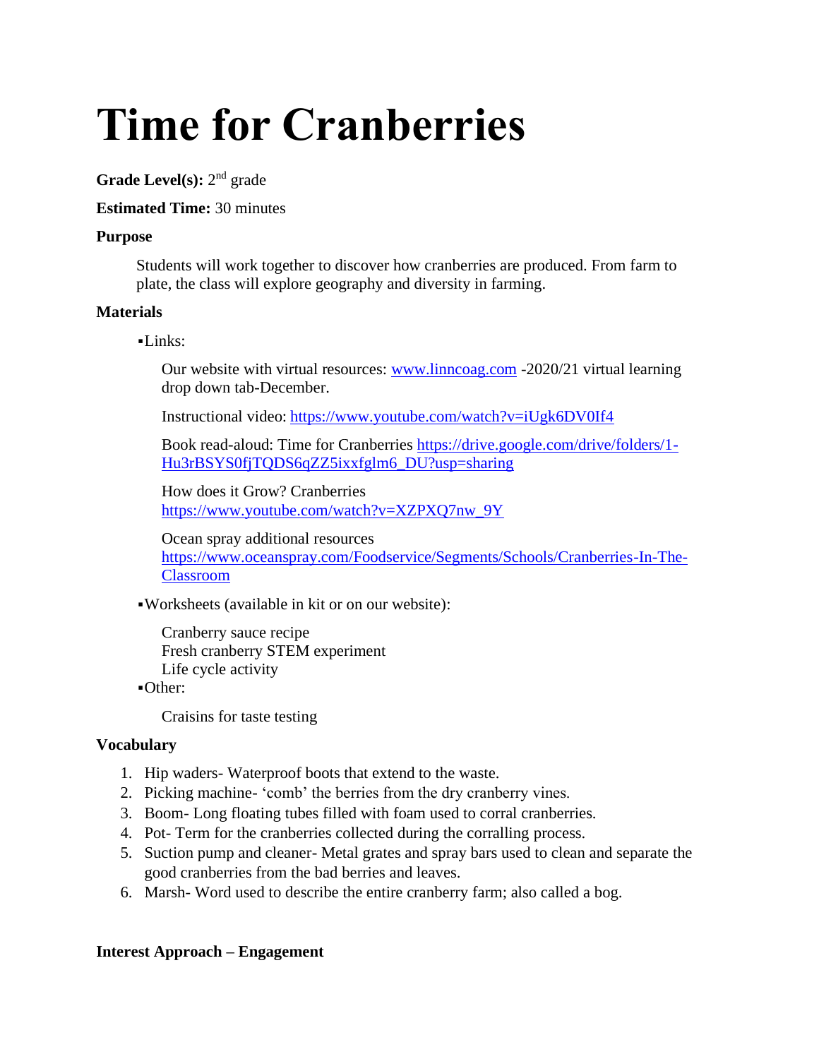# Time for Cranberries

**Grade Level(s):** 2nd grade

**Estimated Time:** 30 minutes

**Purpose**

Students will work together to discover how cranberries are produced. From farm to plate, the class will explore geography and diversity in farming.

**Materials**

▪Links:

Our website with virtual resources: [www.linncoag.com](www.linncoag.com) -2020/21 virtual learning drop down tab-December.

Instructional video: [https://www.youtube.com/watch?v=iUgk6DV0If4](https://www.youtube.com/watch?v=iUgk6DV0If4)

Book read-aloud: Time for Cranberries [https://drive.google.com/drive/folders/1-Hu3rBSYS0fjTQDS6qZZ5ixxfglm6_DU?usp=sharing](https://drive.google.com/drive/folders/1-Hu3rBSYS0fjTQDS6qZZ5ixxfglm6_DU?usp=sharing)

How does it Grow? Cranberries
[https://www.youtube.com/watch?v=XZPXQ7nw_9Y](https://www.youtube.com/watch?v=XZPXQ7nw_9Y)

Ocean spray additional resources
[https://www.oceanspray.com/Foodservice/Segments/Schools/Cranberries-In-The-Classroom](https://www.oceanspray.com/Foodservice/Segments/Schools/Cranberries-In-The-Classroom)

▪Worksheets (available in kit or on our website):

Cranberry sauce recipe
Fresh cranberry STEM experiment
Life cycle activity

▪Other:

Craisins for taste testing

**Vocabulary**

1. Hip waders- Waterproof boots that extend to the waste.
2. Picking machine- 'comb' the berries from the dry cranberry vines.
3. Boom- Long floating tubes filled with foam used to corral cranberries.
4. Pot- Term for the cranberries collected during the corralling process.
5. Suction pump and cleaner- Metal grates and spray bars used to clean and separate the good cranberries from the bad berries and leaves.
6. Marsh- Word used to describe the entire cranberry farm; also called a bog.

**Interest Approach – Engagement**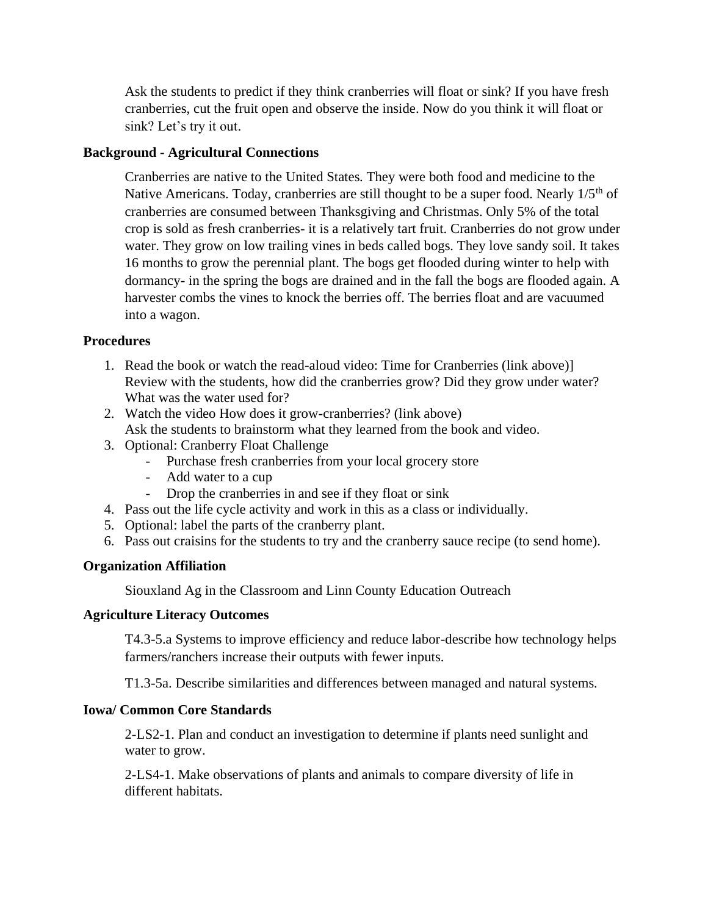Ask the students to predict if they think cranberries will float or sink? If you have fresh cranberries, cut the fruit open and observe the inside. Now do you think it will float or sink? Let's try it out.

**Background - Agricultural Connections**

Cranberries are native to the United States. They were both food and medicine to the Native Americans. Today, cranberries are still thought to be a super food. Nearly 1/5th of cranberries are consumed between Thanksgiving and Christmas. Only 5% of the total crop is sold as fresh cranberries- it is a relatively tart fruit. Cranberries do not grow under water. They grow on low trailing vines in beds called bogs. They love sandy soil. It takes 16 months to grow the perennial plant. The bogs get flooded during winter to help with dormancy- in the spring the bogs are drained and in the fall the bogs are flooded again. A harvester combs the vines to knock the berries off. The berries float and are vacuumed into a wagon.

**Procedures**

1. Read the book or watch the read-aloud video: Time for Cranberries (link above)]
   Review with the students, how did the cranberries grow? Did they grow under water? What was the water used for?
2. Watch the video How does it grow-cranberries? (link above)
   Ask the students to brainstorm what they learned from the book and video.
3. Optional: Cranberry Float Challenge
   - Purchase fresh cranberries from your local grocery store
   - Add water to a cup
   - Drop the cranberries in and see if they float or sink
4. Pass out the life cycle activity and work in this as a class or individually.
5. Optional: label the parts of the cranberry plant.
6. Pass out craisins for the students to try and the cranberry sauce recipe (to send home).

**Organization Affiliation**

Siouxland Ag in the Classroom and Linn County Education Outreach

**Agriculture Literacy Outcomes**

T4.3-5.a Systems to improve efficiency and reduce labor-describe how technology helps farmers/ranchers increase their outputs with fewer inputs.

T1.3-5a. Describe similarities and differences between managed and natural systems.

**Iowa/ Common Core Standards**

2-LS2-1. Plan and conduct an investigation to determine if plants need sunlight and water to grow.

2-LS4-1. Make observations of plants and animals to compare diversity of life in different habitats.